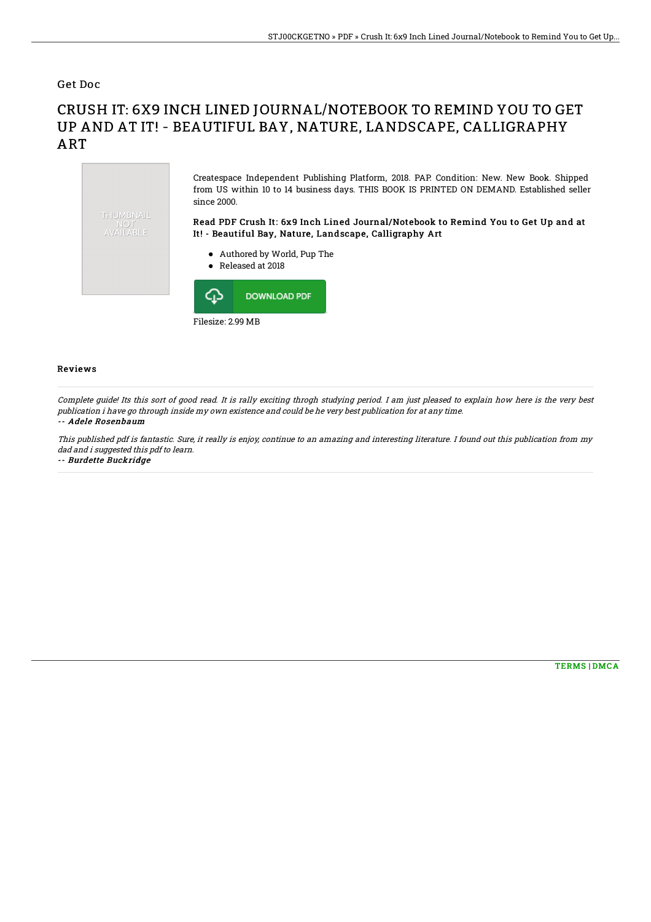Get Doc

# CRUSH IT: 6X9 INCH LINED JOURNAL/NOTEBOOK TO REMIND YOU TO GET UP AND AT IT! - BEAUTIFUL BAY, NATURE, LANDSCAPE, CALLIGRAPHY ART

THUMBNAIL NOT AVAILABLE

Createspace Independent Publishing Platform, 2018. PAP. Condition: New. New Book. Shipped from US within 10 to 14 business days. THIS BOOK IS PRINTED ON DEMAND. Established seller since 2000.

### Read PDF Crush It: 6x9 Inch Lined Journal/Notebook to Remind You to Get Up and at It! - Beautiful Bay, Nature, Landscape, Calligraphy Art

- Authored by World, Pup The
- Released at 2018

DOWNLOAD PDF

Filesize: 2.99 MB

## Reviews

*Complete guide! Its this sort of good read. It is rally exciting throgh studying period. I am just pleased to explain how here is the very best publication i have go through inside my own existence and could be he very best publication for at any time.*

-- **Adele Rosenbaum**

*This published pdf is fantastic. Sure, it really is enjoy, continue to an amazing and interesting literature. I found out this publication from my dad and i suggested this pdf to learn.*

-- **Burdette Buckridge**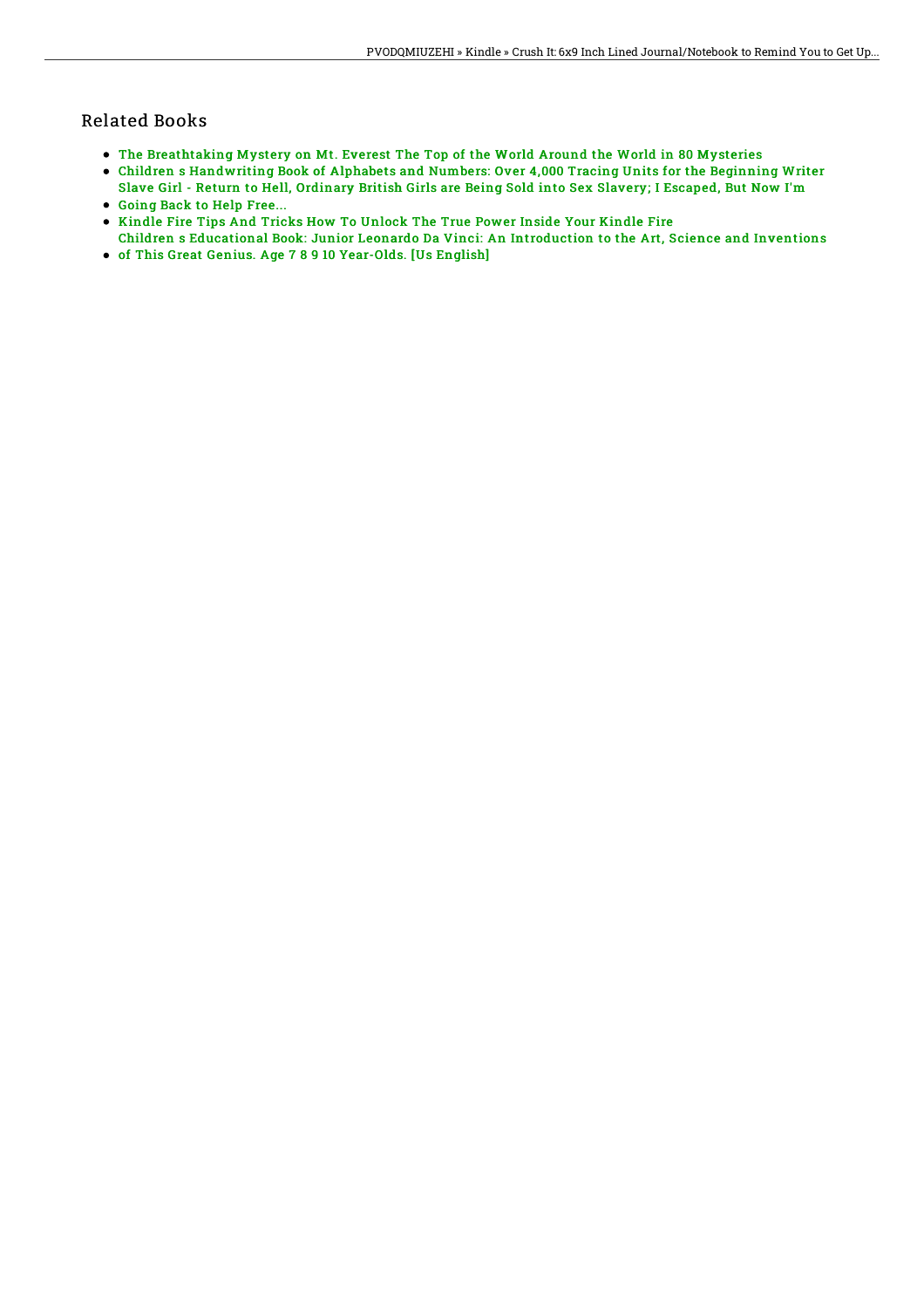## Related Books

- The Breathtaking Mystery on Mt. Everest The Top of the World Around the World in 80 Mysteries
- Children s Handwriting Book of Alphabets and Numbers: Over 4,000 Tracing Units for the Beginning Writer
- Slave Girl - Return to Hell, Ordinary British Girls are Being Sold into Sex Slavery; I Escaped, But Now I'm Going Back to Help Free...
- Kindle Fire Tips And Tricks How To Unlock The True Power Inside Your Kindle Fire
- Children s Educational Book: Junior Leonardo Da Vinci: An Introduction to the Art, Science and Inventions of This Great Genius. Age 7 8 9 10 Year-Olds. [Us English]